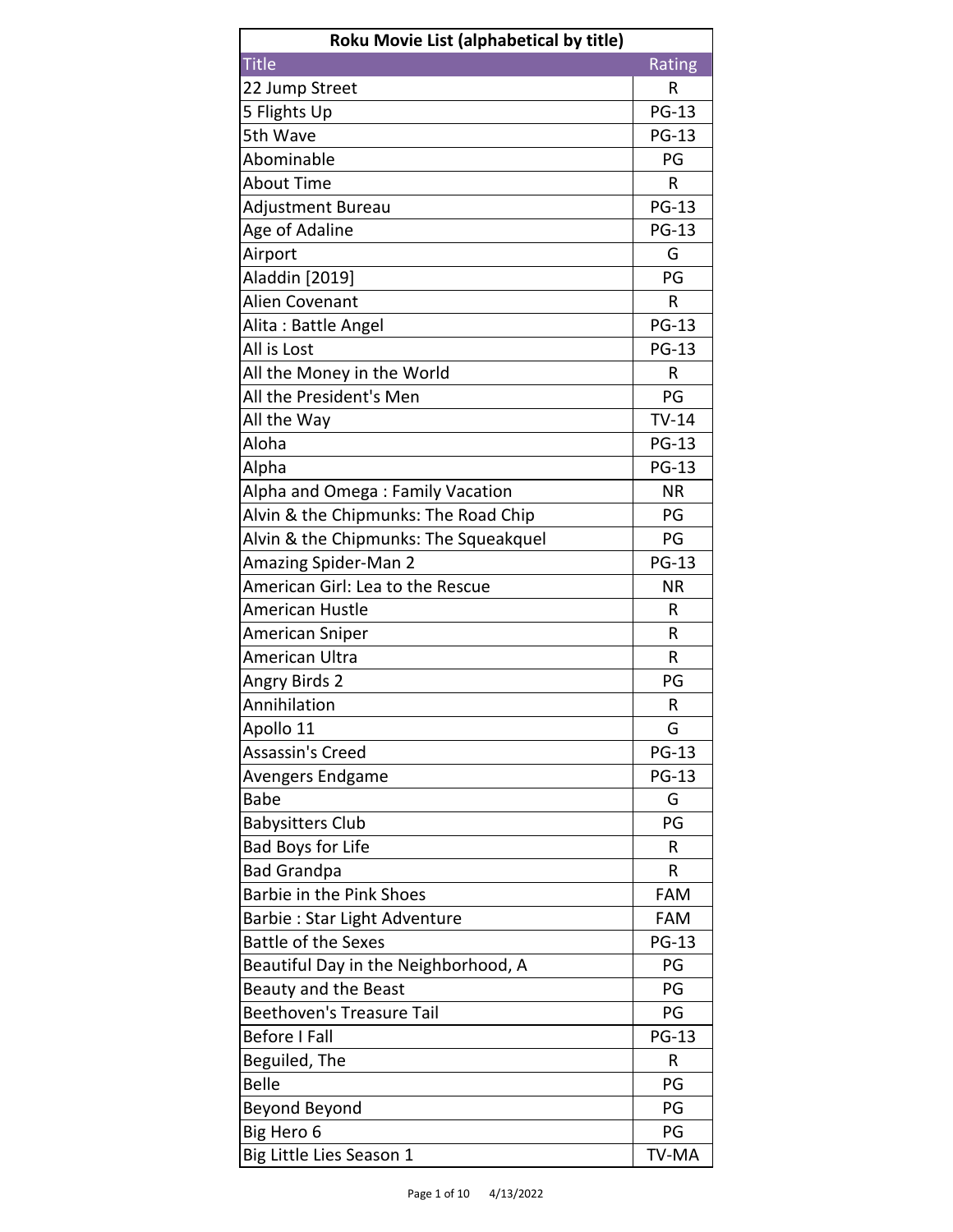| Roku Movie List (alphabetical by title) | |
|---|---|
| Title | Rating |
| 22 Jump Street | R |
| 5 Flights Up | PG-13 |
| 5th Wave | PG-13 |
| Abominable | PG |
| About Time | R |
| Adjustment Bureau | PG-13 |
| Age of Adaline | PG-13 |
| Airport | G |
| Aladdin [2019] | PG |
| Alien Covenant | R |
| Alita : Battle Angel | PG-13 |
| All is Lost | PG-13 |
| All the Money in the World | R |
| All the President's Men | PG |
| All the Way | TV-14 |
| Aloha | PG-13 |
| Alpha | PG-13 |
| Alpha and Omega : Family Vacation | NR |
| Alvin & the Chipmunks: The Road Chip | PG |
| Alvin & the Chipmunks: The Squeakquel | PG |
| Amazing Spider-Man 2 | PG-13 |
| American Girl: Lea to the Rescue | NR |
| American Hustle | R |
| American Sniper | R |
| American Ultra | R |
| Angry Birds 2 | PG |
| Annihilation | R |
| Apollo 11 | G |
| Assassin's Creed | PG-13 |
| Avengers Endgame | PG-13 |
| Babe | G |
| Babysitters Club | PG |
| Bad Boys for Life | R |
| Bad Grandpa | R |
| Barbie in the Pink Shoes | FAM |
| Barbie : Star Light Adventure | FAM |
| Battle of the Sexes | PG-13 |
| Beautiful Day in the Neighborhood, A | PG |
| Beauty and the Beast | PG |
| Beethoven's Treasure Tail | PG |
| Before I Fall | PG-13 |
| Beguiled, The | R |
| Belle | PG |
| Beyond Beyond | PG |
| Big Hero 6 | PG |
| Big Little Lies Season 1 | TV-MA |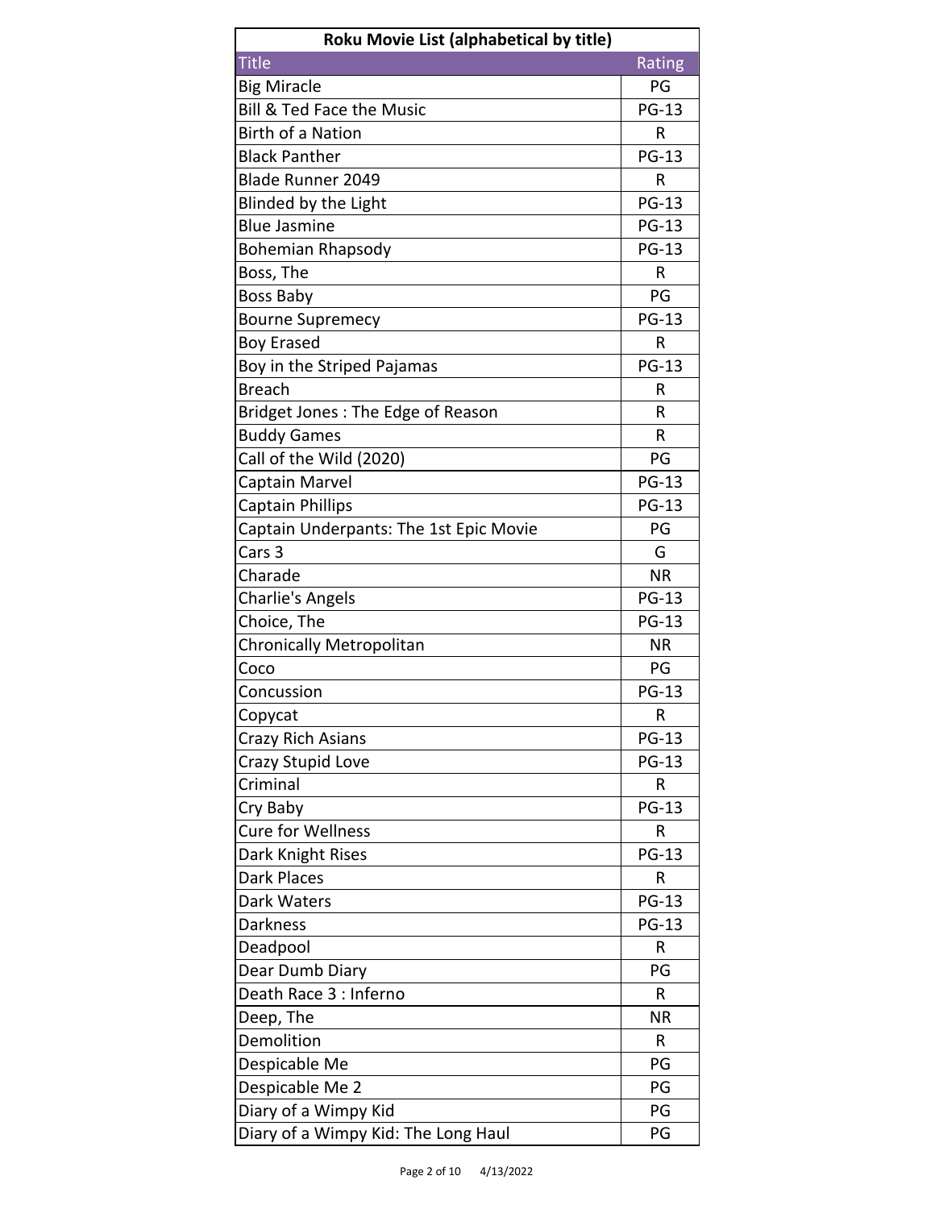**Roku Movie List (alphabetical by title)**

| Title | Rating |
|---|---|
| Big Miracle | PG |
| Bill & Ted Face the Music | PG-13 |
| Birth of a Nation | R |
| Black Panther | PG-13 |
| Blade Runner 2049 | R |
| Blinded by the Light | PG-13 |
| Blue Jasmine | PG-13 |
| Bohemian Rhapsody | PG-13 |
| Boss, The | R |
| Boss Baby | PG |
| Bourne Supremecy | PG-13 |
| Boy Erased | R |
| Boy in the Striped Pajamas | PG-13 |
| Breach | R |
| Bridget Jones : The Edge of Reason | R |
| Buddy Games | R |
| Call of the Wild (2020) | PG |
| Captain Marvel | PG-13 |
| Captain Phillips | PG-13 |
| Captain Underpants: The 1st Epic Movie | PG |
| Cars 3 | G |
| Charade | NR |
| Charlie's Angels | PG-13 |
| Choice, The | PG-13 |
| Chronically Metropolitan | NR |
| Coco | PG |
| Concussion | PG-13 |
| Copycat | R |
| Crazy Rich Asians | PG-13 |
| Crazy Stupid Love | PG-13 |
| Criminal | R |
| Cry Baby | PG-13 |
| Cure for Wellness | R |
| Dark Knight Rises | PG-13 |
| Dark Places | R |
| Dark Waters | PG-13 |
| Darkness | PG-13 |
| Deadpool | R |
| Dear Dumb Diary | PG |
| Death Race 3 : Inferno | R |
| Deep, The | NR |
| Demolition | R |
| Despicable Me | PG |
| Despicable Me 2 | PG |
| Diary of a Wimpy Kid | PG |
| Diary of a Wimpy Kid: The Long Haul | PG |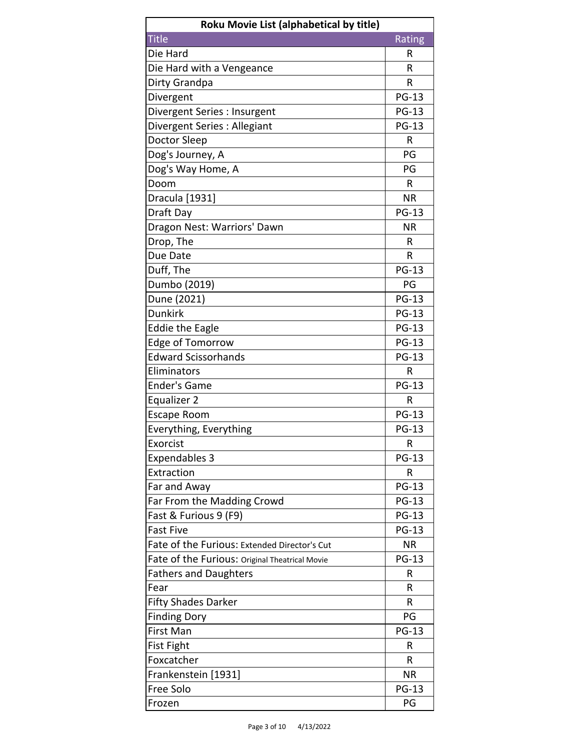| Roku Movie List (alphabetical by title) | |
|---|---|
| Title | Rating |
| Die Hard | R |
| Die Hard with a Vengeance | R |
| Dirty Grandpa | R |
| Divergent | PG-13 |
| Divergent Series : Insurgent | PG-13 |
| Divergent Series : Allegiant | PG-13 |
| Doctor Sleep | R |
| Dog's Journey, A | PG |
| Dog's Way Home, A | PG |
| Doom | R |
| Dracula [1931] | NR |
| Draft Day | PG-13 |
| Dragon Nest: Warriors' Dawn | NR |
| Drop, The | R |
| Due Date | R |
| Duff, The | PG-13 |
| Dumbo (2019) | PG |
| Dune (2021) | PG-13 |
| Dunkirk | PG-13 |
| Eddie the Eagle | PG-13 |
| Edge of Tomorrow | PG-13 |
| Edward Scissorhands | PG-13 |
| Eliminators | R |
| Ender's Game | PG-13 |
| Equalizer 2 | R |
| Escape Room | PG-13 |
| Everything, Everything | PG-13 |
| Exorcist | R |
| Expendables 3 | PG-13 |
| Extraction | R |
| Far and Away | PG-13 |
| Far From the Madding Crowd | PG-13 |
| Fast & Furious 9 (F9) | PG-13 |
| Fast Five | PG-13 |
| Fate of the Furious: Extended Director's Cut | NR |
| Fate of the Furious: Original Theatrical Movie | PG-13 |
| Fathers and Daughters | R |
| Fear | R |
| Fifty Shades Darker | R |
| Finding Dory | PG |
| First Man | PG-13 |
| Fist Fight | R |
| Foxcatcher | R |
| Frankenstein [1931] | NR |
| Free Solo | PG-13 |
| Frozen | PG |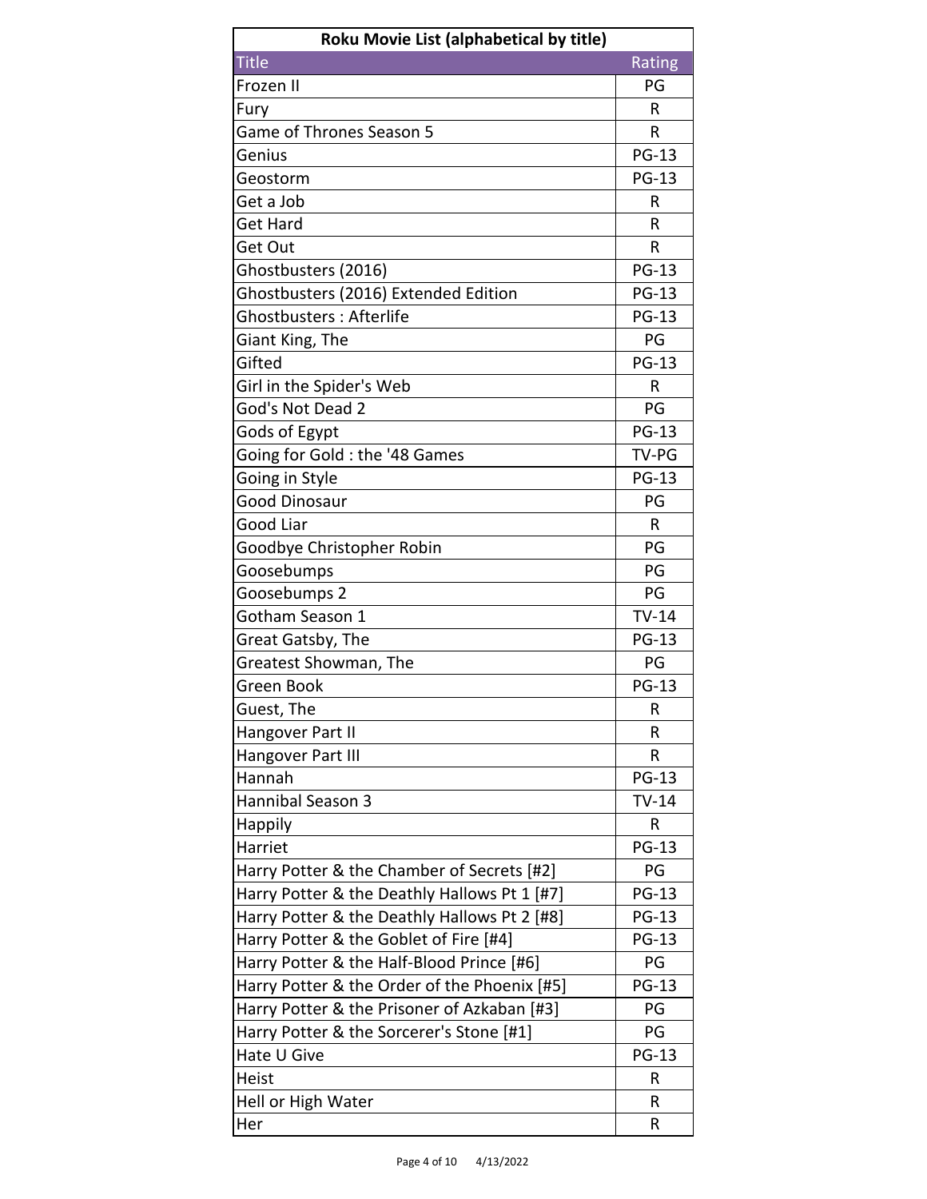| Roku Movie List (alphabetical by title) | |
|---|---|
| Title | Rating |
| Frozen II | PG |
| Fury | R |
| Game of Thrones Season 5 | R |
| Genius | PG-13 |
| Geostorm | PG-13 |
| Get a Job | R |
| Get Hard | R |
| Get Out | R |
| Ghostbusters (2016) | PG-13 |
| Ghostbusters (2016) Extended Edition | PG-13 |
| Ghostbusters : Afterlife | PG-13 |
| Giant King, The | PG |
| Gifted | PG-13 |
| Girl in the Spider's Web | R |
| God's Not Dead 2 | PG |
| Gods of Egypt | PG-13 |
| Going for Gold : the '48 Games | TV-PG |
| Going in Style | PG-13 |
| Good Dinosaur | PG |
| Good Liar | R |
| Goodbye Christopher Robin | PG |
| Goosebumps | PG |
| Goosebumps 2 | PG |
| Gotham Season 1 | TV-14 |
| Great Gatsby, The | PG-13 |
| Greatest Showman, The | PG |
| Green Book | PG-13 |
| Guest, The | R |
| Hangover Part II | R |
| Hangover Part III | R |
| Hannah | PG-13 |
| Hannibal Season 3 | TV-14 |
| Happily | R |
| Harriet | PG-13 |
| Harry Potter & the Chamber of Secrets [#2] | PG |
| Harry Potter & the Deathly Hallows Pt 1 [#7] | PG-13 |
| Harry Potter & the Deathly Hallows Pt 2 [#8] | PG-13 |
| Harry Potter & the Goblet of Fire [#4] | PG-13 |
| Harry Potter & the Half-Blood Prince [#6] | PG |
| Harry Potter & the Order of the Phoenix [#5] | PG-13 |
| Harry Potter & the Prisoner of Azkaban [#3] | PG |
| Harry Potter & the Sorcerer's Stone [#1] | PG |
| Hate U Give | PG-13 |
| Heist | R |
| Hell or High Water | R |
| Her | R |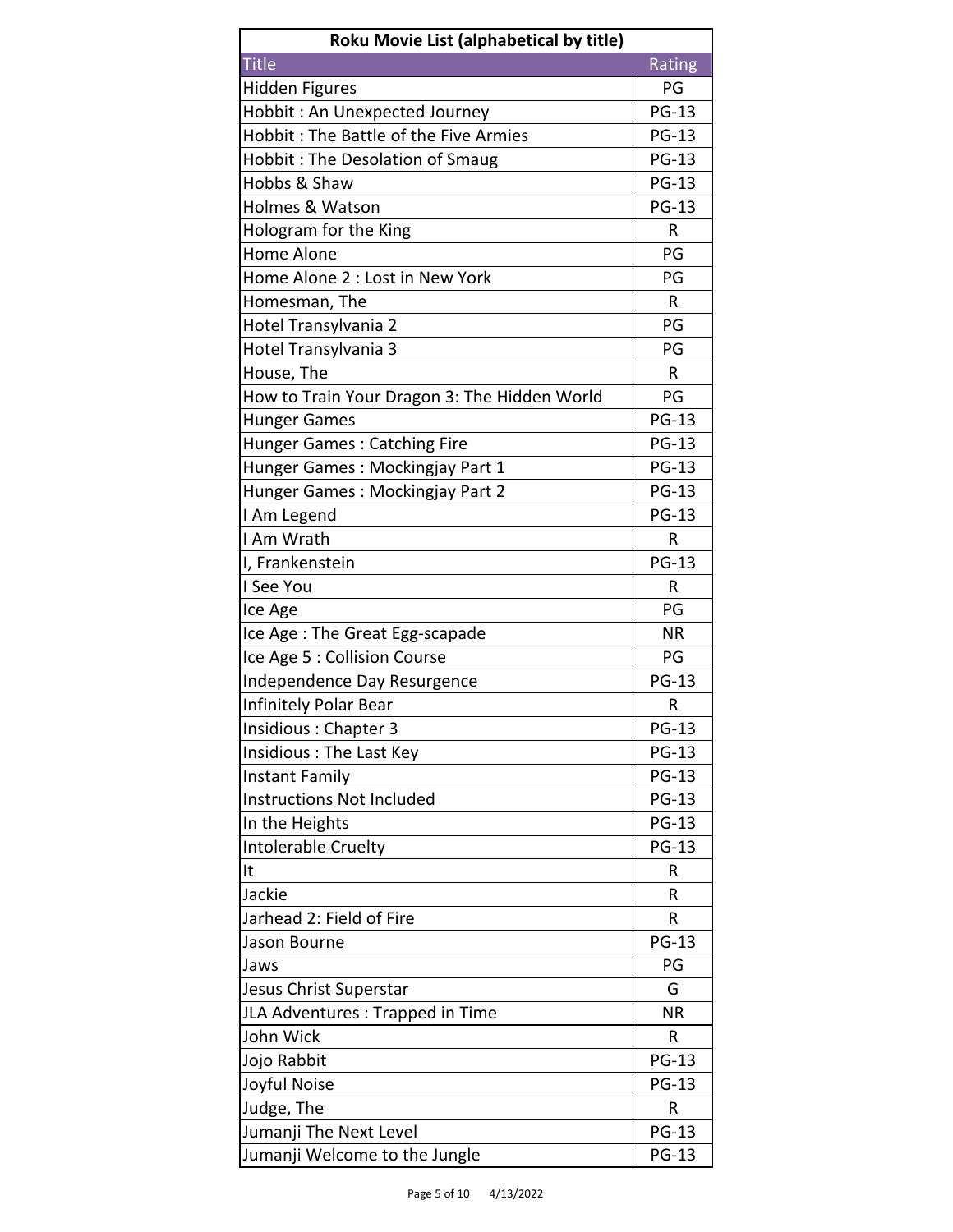| Roku Movie List (alphabetical by title) | |
|---|---|
| Title | Rating |
| Hidden Figures | PG |
| Hobbit : An Unexpected Journey | PG-13 |
| Hobbit : The Battle of the Five Armies | PG-13 |
| Hobbit : The Desolation of Smaug | PG-13 |
| Hobbs & Shaw | PG-13 |
| Holmes & Watson | PG-13 |
| Hologram for the King | R |
| Home Alone | PG |
| Home Alone 2 : Lost in New York | PG |
| Homesman, The | R |
| Hotel Transylvania 2 | PG |
| Hotel Transylvania 3 | PG |
| House, The | R |
| How to Train Your Dragon 3: The Hidden World | PG |
| Hunger Games | PG-13 |
| Hunger Games : Catching Fire | PG-13 |
| Hunger Games : Mockingjay Part 1 | PG-13 |
| Hunger Games : Mockingjay Part 2 | PG-13 |
| I Am Legend | PG-13 |
| I Am Wrath | R |
| I, Frankenstein | PG-13 |
| I See You | R |
| Ice Age | PG |
| Ice Age : The Great Egg-scapade | NR |
| Ice Age 5 : Collision Course | PG |
| Independence Day Resurgence | PG-13 |
| Infinitely Polar Bear | R |
| Insidious : Chapter 3 | PG-13 |
| Insidious : The Last Key | PG-13 |
| Instant Family | PG-13 |
| Instructions Not Included | PG-13 |
| In the Heights | PG-13 |
| Intolerable Cruelty | PG-13 |
| It | R |
| Jackie | R |
| Jarhead 2: Field of Fire | R |
| Jason Bourne | PG-13 |
| Jaws | PG |
| Jesus Christ Superstar | G |
| JLA Adventures : Trapped in Time | NR |
| John Wick | R |
| Jojo Rabbit | PG-13 |
| Joyful Noise | PG-13 |
| Judge, The | R |
| Jumanji The Next Level | PG-13 |
| Jumanji Welcome to the Jungle | PG-13 |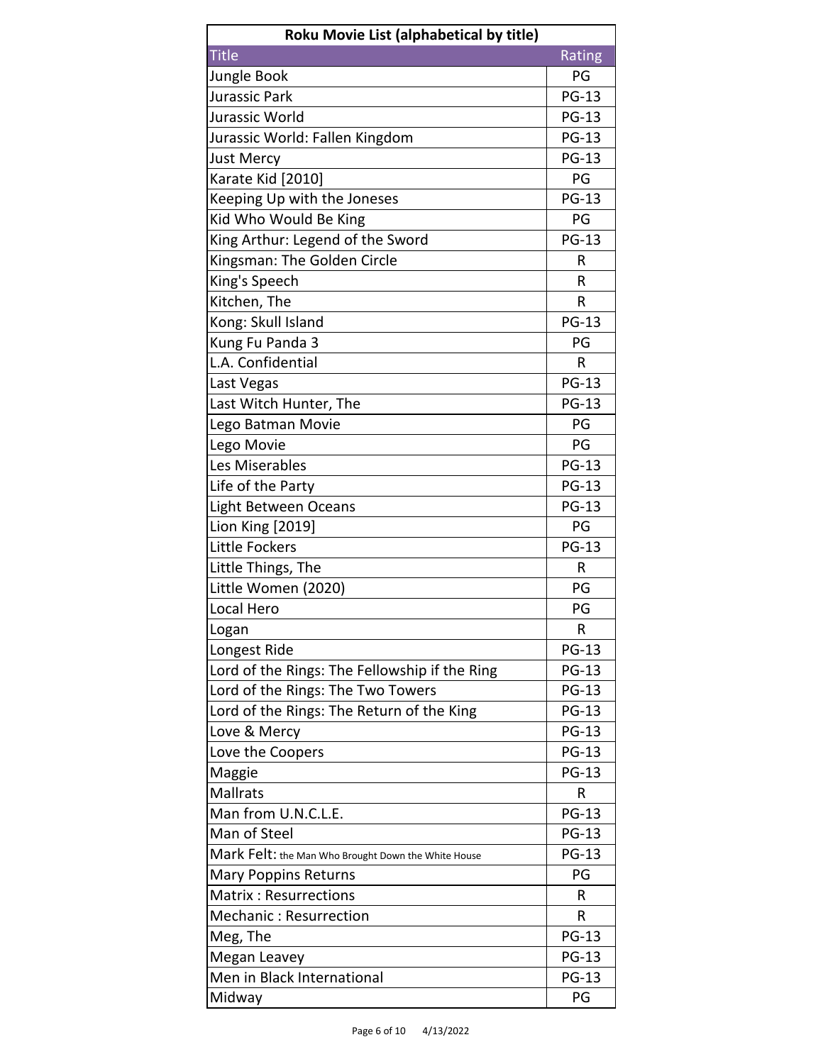| Roku Movie List (alphabetical by title) | |
|---|---|
| Title | Rating |
| Jungle Book | PG |
| Jurassic Park | PG-13 |
| Jurassic World | PG-13 |
| Jurassic World: Fallen Kingdom | PG-13 |
| Just Mercy | PG-13 |
| Karate Kid [2010] | PG |
| Keeping Up with the Joneses | PG-13 |
| Kid Who Would Be King | PG |
| King Arthur: Legend of the Sword | PG-13 |
| Kingsman: The Golden Circle | R |
| King's Speech | R |
| Kitchen, The | R |
| Kong: Skull Island | PG-13 |
| Kung Fu Panda 3 | PG |
| L.A. Confidential | R |
| Last Vegas | PG-13 |
| Last Witch Hunter, The | PG-13 |
| Lego Batman Movie | PG |
| Lego Movie | PG |
| Les Miserables | PG-13 |
| Life of the Party | PG-13 |
| Light Between Oceans | PG-13 |
| Lion King [2019] | PG |
| Little Fockers | PG-13 |
| Little Things, The | R |
| Little Women (2020) | PG |
| Local Hero | PG |
| Logan | R |
| Longest Ride | PG-13 |
| Lord of the Rings: The Fellowship if the Ring | PG-13 |
| Lord of the Rings: The Two Towers | PG-13 |
| Lord of the Rings: The Return of the King | PG-13 |
| Love & Mercy | PG-13 |
| Love the Coopers | PG-13 |
| Maggie | PG-13 |
| Mallrats | R |
| Man from U.N.C.L.E. | PG-13 |
| Man of Steel | PG-13 |
| Mark Felt: the Man Who Brought Down the White House | PG-13 |
| Mary Poppins Returns | PG |
| Matrix : Resurrections | R |
| Mechanic : Resurrection | R |
| Meg, The | PG-13 |
| Megan Leavey | PG-13 |
| Men in Black International | PG-13 |
| Midway | PG |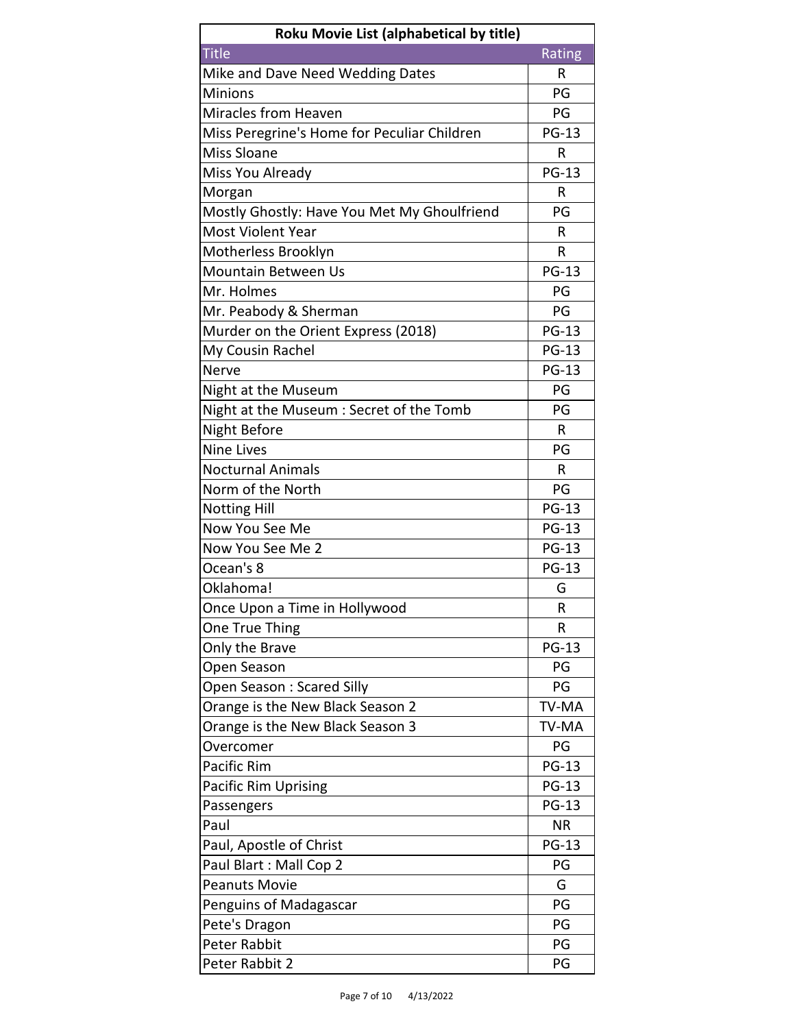| Roku Movie List (alphabetical by title) | |
|---|---|
| Title | Rating |
| Mike and Dave Need Wedding Dates | R |
| Minions | PG |
| Miracles from Heaven | PG |
| Miss Peregrine's Home for Peculiar Children | PG-13 |
| Miss Sloane | R |
| Miss You Already | PG-13 |
| Morgan | R |
| Mostly Ghostly: Have You Met My Ghoulfriend | PG |
| Most Violent Year | R |
| Motherless Brooklyn | R |
| Mountain Between Us | PG-13 |
| Mr. Holmes | PG |
| Mr. Peabody & Sherman | PG |
| Murder on the Orient Express (2018) | PG-13 |
| My Cousin Rachel | PG-13 |
| Nerve | PG-13 |
| Night at the Museum | PG |
| Night at the Museum : Secret of the Tomb | PG |
| Night Before | R |
| Nine Lives | PG |
| Nocturnal Animals | R |
| Norm of the North | PG |
| Notting Hill | PG-13 |
| Now You See Me | PG-13 |
| Now You See Me 2 | PG-13 |
| Ocean's 8 | PG-13 |
| Oklahoma! | G |
| Once Upon a Time in Hollywood | R |
| One True Thing | R |
| Only the Brave | PG-13 |
| Open Season | PG |
| Open Season : Scared Silly | PG |
| Orange is the New Black Season 2 | TV-MA |
| Orange is the New Black Season 3 | TV-MA |
| Overcomer | PG |
| Pacific Rim | PG-13 |
| Pacific Rim Uprising | PG-13 |
| Passengers | PG-13 |
| Paul | NR |
| Paul, Apostle of Christ | PG-13 |
| Paul Blart : Mall Cop 2 | PG |
| Peanuts Movie | G |
| Penguins of Madagascar | PG |
| Pete's Dragon | PG |
| Peter Rabbit | PG |
| Peter Rabbit 2 | PG |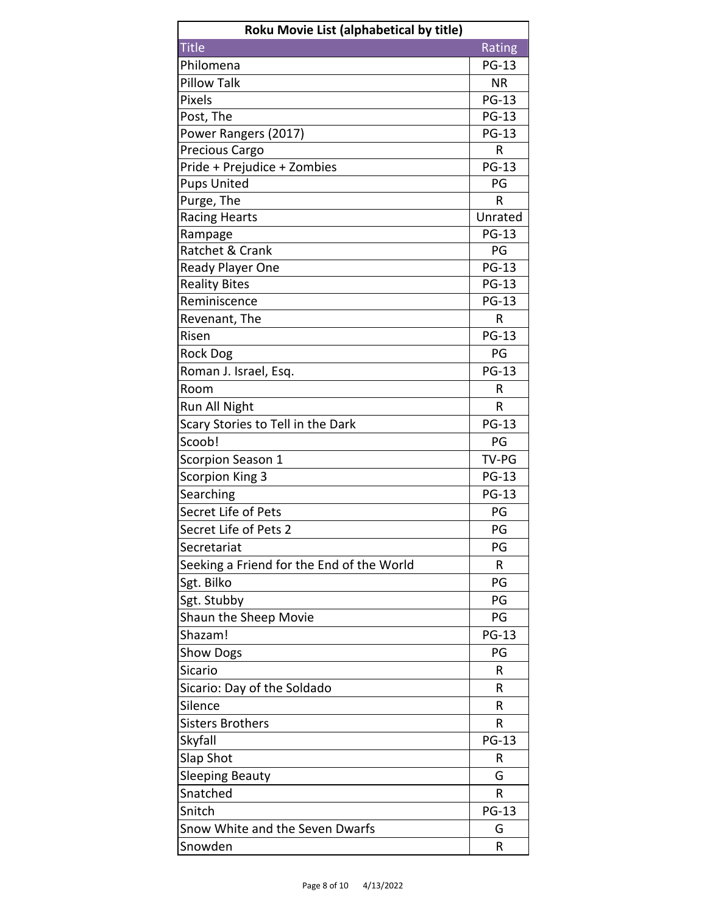**Roku Movie List (alphabetical by title)**

| Title | Rating |
|---|---|
| Philomena | PG-13 |
| Pillow Talk | NR |
| Pixels | PG-13 |
| Post, The | PG-13 |
| Power Rangers (2017) | PG-13 |
| Precious Cargo | R |
| Pride + Prejudice + Zombies | PG-13 |
| Pups United | PG |
| Purge, The | R |
| Racing Hearts | Unrated |
| Rampage | PG-13 |
| Ratchet & Crank | PG |
| Ready Player One | PG-13 |
| Reality Bites | PG-13 |
| Reminiscence | PG-13 |
| Revenant, The | R |
| Risen | PG-13 |
| Rock Dog | PG |
| Roman J. Israel, Esq. | PG-13 |
| Room | R |
| Run All Night | R |
| Scary Stories to Tell in the Dark | PG-13 |
| Scoob! | PG |
| Scorpion Season 1 | TV-PG |
| Scorpion King 3 | PG-13 |
| Searching | PG-13 |
| Secret Life of Pets | PG |
| Secret Life of Pets 2 | PG |
| Secretariat | PG |
| Seeking a Friend for the End of the World | R |
| Sgt. Bilko | PG |
| Sgt. Stubby | PG |
| Shaun the Sheep Movie | PG |
| Shazam! | PG-13 |
| Show Dogs | PG |
| Sicario | R |
| Sicario: Day of the Soldado | R |
| Silence | R |
| Sisters Brothers | R |
| Skyfall | PG-13 |
| Slap Shot | R |
| Sleeping Beauty | G |
| Snatched | R |
| Snitch | PG-13 |
| Snow White and the Seven Dwarfs | G |
| Snowden | R |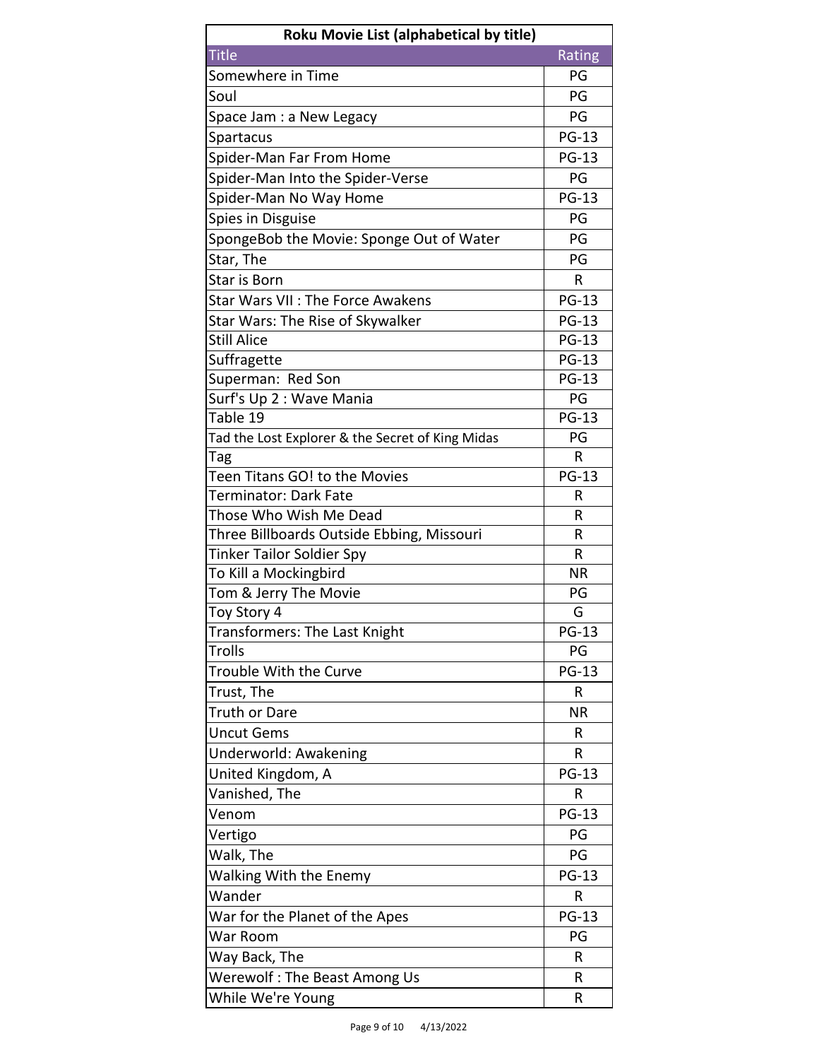| Roku Movie List (alphabetical by title) | |
|---|---|
| **Title** | **Rating** |
| Somewhere in Time | PG |
| Soul | PG |
| Space Jam : a New Legacy | PG |
| Spartacus | PG-13 |
| Spider-Man Far From Home | PG-13 |
| Spider-Man Into the Spider-Verse | PG |
| Spider-Man No Way Home | PG-13 |
| Spies in Disguise | PG |
| SpongeBob the Movie: Sponge Out of Water | PG |
| Star, The | PG |
| Star is Born | R |
| Star Wars VII : The Force Awakens | PG-13 |
| Star Wars: The Rise of Skywalker | PG-13 |
| Still Alice | PG-13 |
| Suffragette | PG-13 |
| Superman:  Red Son | PG-13 |
| Surf's Up 2 : Wave Mania | PG |
| Table 19 | PG-13 |
| Tad the Lost Explorer & the Secret of King Midas | PG |
| Tag | R |
| Teen Titans GO! to the Movies | PG-13 |
| Terminator: Dark Fate | R |
| Those Who Wish Me Dead | R |
| Three Billboards Outside Ebbing, Missouri | R |
| Tinker Tailor Soldier Spy | R |
| To Kill a Mockingbird | NR |
| Tom & Jerry The Movie | PG |
| Toy Story 4 | G |
| Transformers: The Last Knight | PG-13 |
| Trolls | PG |
| Trouble With the Curve | PG-13 |
| Trust, The | R |
| Truth or Dare | NR |
| Uncut Gems | R |
| Underworld: Awakening | R |
| United Kingdom, A | PG-13 |
| Vanished, The | R |
| Venom | PG-13 |
| Vertigo | PG |
| Walk, The | PG |
| Walking With the Enemy | PG-13 |
| Wander | R |
| War for the Planet of the Apes | PG-13 |
| War Room | PG |
| Way Back, The | R |
| Werewolf : The Beast Among Us | R |
| While We're Young | R |

4/13/2022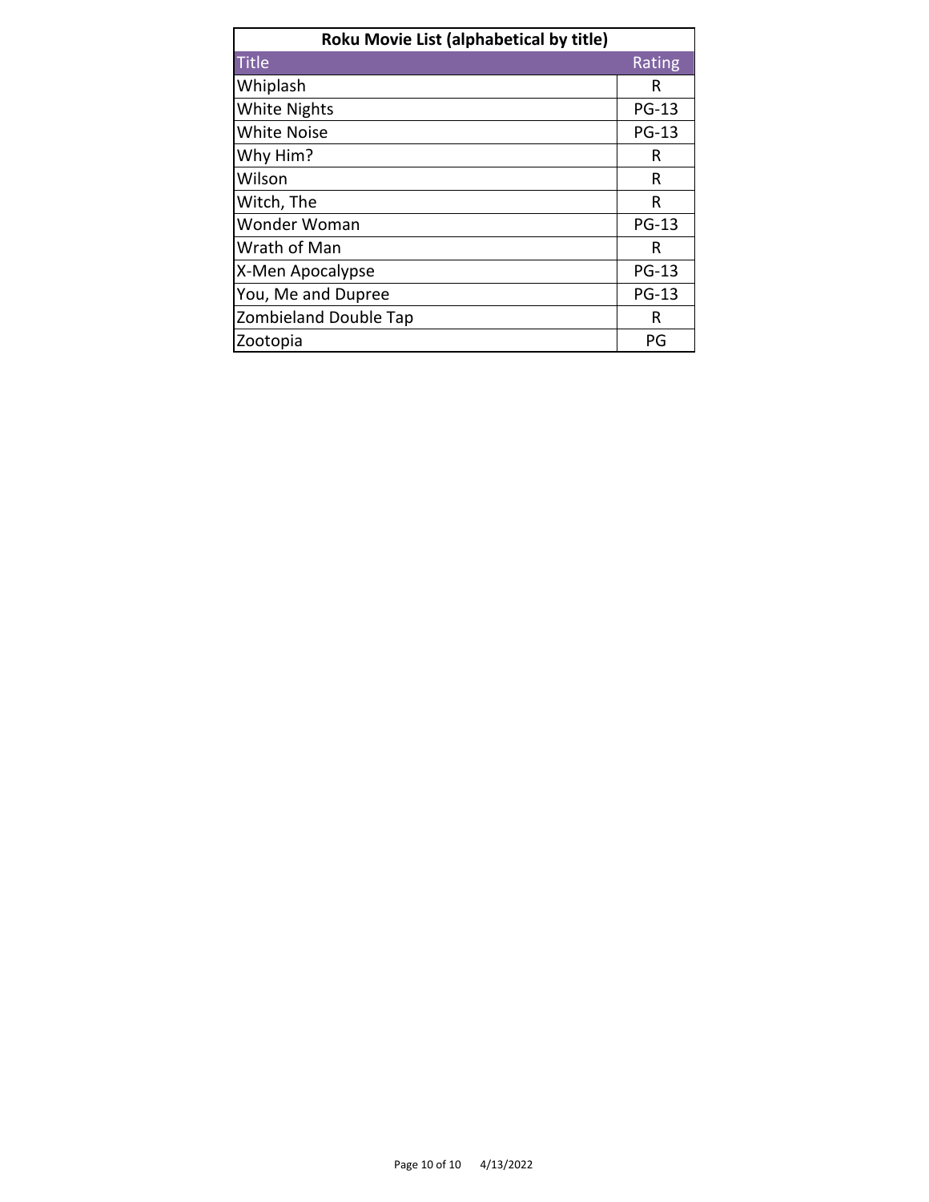| Roku Movie List (alphabetical by title) | |
| --- | --- |
| Title | Rating |
| Whiplash | R |
| White Nights | PG-13 |
| White Noise | PG-13 |
| Why Him? | R |
| Wilson | R |
| Witch, The | R |
| Wonder Woman | PG-13 |
| Wrath of Man | R |
| X-Men Apocalypse | PG-13 |
| You, Me and Dupree | PG-13 |
| Zombieland Double Tap | R |
| Zootopia | PG |